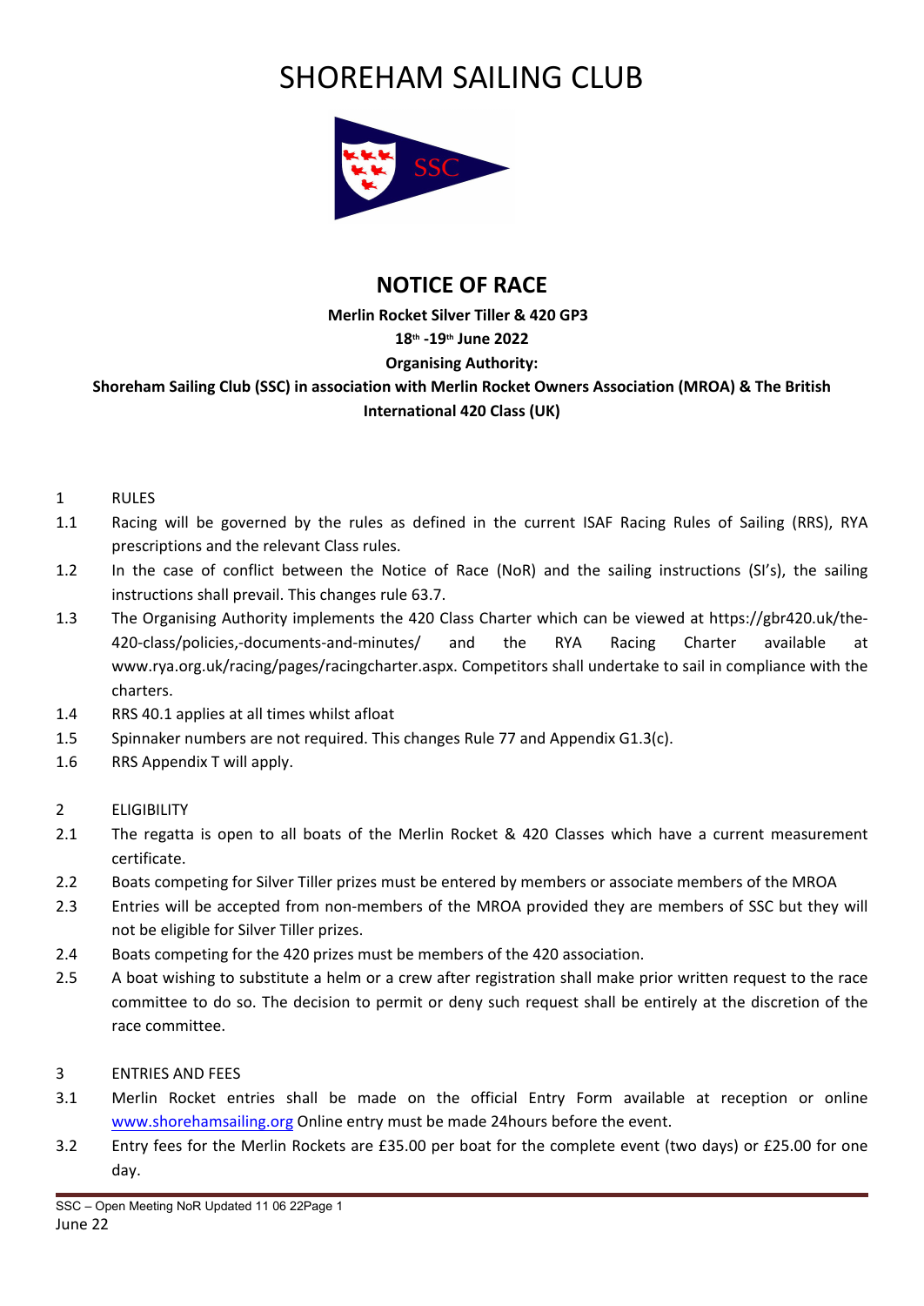# SHOREHAM SAILING CLUB

## NOTICE OF RACE

**Merlin Rocket Silver Tiller & 420 GP3**

**18th -19th June 2022**

**Organising Authority:**

**Shoreham Sailing Club (SSC) in association with Merlin Rocket Owners Association (MROA) & The British International 420 Class (UK)**

1 RULES

1.1 Racing will be governed by the rules as defined in the current ISAF Racing Rules of Sailing (RRS), RYA prescriptions and the relevant Class rules.

1.2 In the case of conflict between the Notice of Race (NoR) and the sailing instructions (SI's), the sailing instructions shall prevail. This changes rule 63.7.

1.3 The Organising Authority implements the 420 Class Charter which can be viewed at https://gbr420.uk/the-420-class/policies,-documents-and-minutes/ and the RYA Racing Charter available at www.rya.org.uk/racing/pages/racingcharter.aspx. Competitors shall undertake to sail in compliance with the charters.

1.4 RRS 40.1 applies at all times whilst afloat

1.5 Spinnaker numbers are not required. This changes Rule 77 and Appendix G1.3(c).

1.6 RRS Appendix T will apply.

2 ELIGIBILITY

2.1 The regatta is open to all boats of the Merlin Rocket & 420 Classes which have a current measurement certificate.

2.2 Boats competing for Silver Tiller prizes must be entered by members or associate members of the MROA

2.3 Entries will be accepted from non-members of the MROA provided they are members of SSC but they will not be eligible for Silver Tiller prizes.

2.4 Boats competing for the 420 prizes must be members of the 420 association.

2.5 A boat wishing to substitute a helm or a crew after registration shall make prior written request to the race committee to do so. The decision to permit or deny such request shall be entirely at the discretion of the race committee.

3 ENTRIES AND FEES

3.1 Merlin Rocket entries shall be made on the official Entry Form available at reception or online www.shorehamsailing.org Online entry must be made 24hours before the event.

3.2 Entry fees for the Merlin Rockets are £35.00 per boat for the complete event (two days) or £25.00 for one day.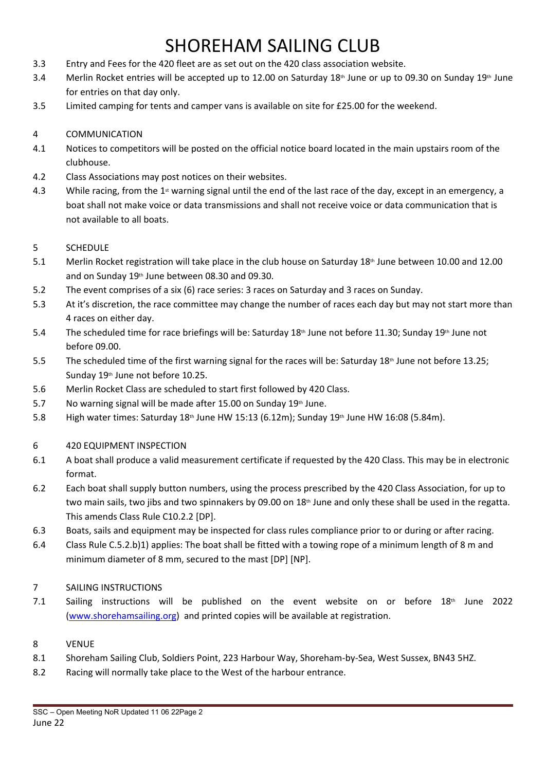# SHOREHAM SAILING CLUB

3.3 Entry and Fees for the 420 fleet are as set out on the 420 class association website.

3.4 Merlin Rocket entries will be accepted up to 12.00 on Saturday 18th June or up to 09.30 on Sunday 19th June for entries on that day only.

3.5 Limited camping for tents and camper vans is available on site for £25.00 for the weekend.

## 4 COMMUNICATION

4.1 Notices to competitors will be posted on the official notice board located in the main upstairs room of the clubhouse.

4.2 Class Associations may post notices on their websites.

4.3 While racing, from the 1st warning signal until the end of the last race of the day, except in an emergency, a boat shall not make voice or data transmissions and shall not receive voice or data communication that is not available to all boats.

## 5 SCHEDULE

5.1 Merlin Rocket registration will take place in the club house on Saturday 18th June between 10.00 and 12.00 and on Sunday 19th June between 08.30 and 09.30.

5.2 The event comprises of a six (6) race series: 3 races on Saturday and 3 races on Sunday.

5.3 At it's discretion, the race committee may change the number of races each day but may not start more than 4 races on either day.

5.4 The scheduled time for race briefings will be: Saturday 18th June not before 11.30; Sunday 19th June not before 09.00.

5.5 The scheduled time of the first warning signal for the races will be: Saturday 18th June not before 13.25; Sunday 19th June not before 10.25.

5.6 Merlin Rocket Class are scheduled to start first followed by 420 Class.

5.7 No warning signal will be made after 15.00 on Sunday 19th June.

5.8 High water times: Saturday 18th June HW 15:13 (6.12m); Sunday 19th June HW 16:08 (5.84m).

## 6 420 EQUIPMENT INSPECTION

6.1 A boat shall produce a valid measurement certificate if requested by the 420 Class. This may be in electronic format.

6.2 Each boat shall supply button numbers, using the process prescribed by the 420 Class Association, for up to two main sails, two jibs and two spinnakers by 09.00 on 18th June and only these shall be used in the regatta. This amends Class Rule C10.2.2 [DP].

6.3 Boats, sails and equipment may be inspected for class rules compliance prior to or during or after racing.

6.4 Class Rule C.5.2.b)1) applies: The boat shall be fitted with a towing rope of a minimum length of 8 m and minimum diameter of 8 mm, secured to the mast [DP] [NP].

## 7 SAILING INSTRUCTIONS

7.1 Sailing instructions will be published on the event website on or before 18th June 2022 (www.shorehamsailing.org) and printed copies will be available at registration.

## 8 VENUE

8.1 Shoreham Sailing Club, Soldiers Point, 223 Harbour Way, Shoreham-by-Sea, West Sussex, BN43 5HZ.

8.2 Racing will normally take place to the West of the harbour entrance.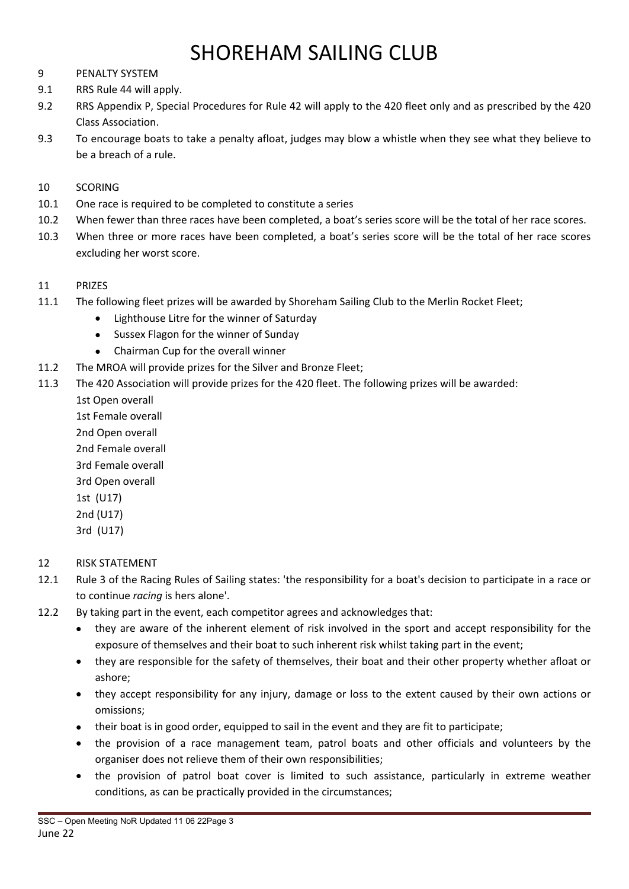# SHOREHAM SAILING CLUB

9 PENALTY SYSTEM

9.1 RRS Rule 44 will apply.

9.2 RRS Appendix P, Special Procedures for Rule 42 will apply to the 420 fleet only and as prescribed by the 420 Class Association.

9.3 To encourage boats to take a penalty afloat, judges may blow a whistle when they see what they believe to be a breach of a rule.

10 SCORING

10.1 One race is required to be completed to constitute a series

10.2 When fewer than three races have been completed, a boat's series score will be the total of her race scores.

10.3 When three or more races have been completed, a boat's series score will be the total of her race scores excluding her worst score.

11 PRIZES

11.1 The following fleet prizes will be awarded by Shoreham Sailing Club to the Merlin Rocket Fleet;

- Lighthouse Litre for the winner of Saturday
- Sussex Flagon for the winner of Sunday
- Chairman Cup for the overall winner

11.2 The MROA will provide prizes for the Silver and Bronze Fleet;

11.3 The 420 Association will provide prizes for the 420 fleet. The following prizes will be awarded:

1st Open overall
1st Female overall
2nd Open overall
2nd Female overall
3rd Female overall
3rd Open overall
1st (U17)
2nd (U17)
3rd (U17)

12 RISK STATEMENT

12.1 Rule 3 of the Racing Rules of Sailing states: 'the responsibility for a boat's decision to participate in a race or to continue *racing* is hers alone'.

12.2 By taking part in the event, each competitor agrees and acknowledges that:

- they are aware of the inherent element of risk involved in the sport and accept responsibility for the exposure of themselves and their boat to such inherent risk whilst taking part in the event;
- they are responsible for the safety of themselves, their boat and their other property whether afloat or ashore;
- they accept responsibility for any injury, damage or loss to the extent caused by their own actions or omissions;
- their boat is in good order, equipped to sail in the event and they are fit to participate;
- the provision of a race management team, patrol boats and other officials and volunteers by the organiser does not relieve them of their own responsibilities;
- the provision of patrol boat cover is limited to such assistance, particularly in extreme weather conditions, as can be practically provided in the circumstances;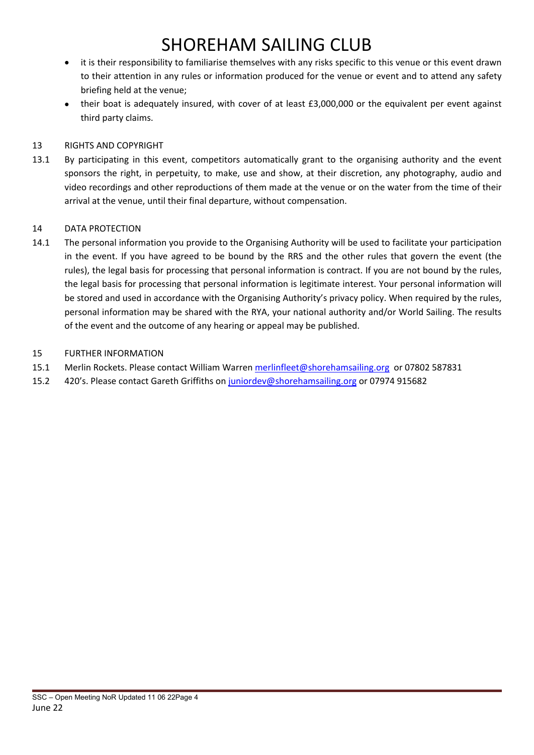- it is their responsibility to familiarise themselves with any risks specific to this venue or this event drawn to their attention in any rules or information produced for the venue or event and to attend any safety briefing held at the venue;
- their boat is adequately insured, with cover of at least £3,000,000 or the equivalent per event against third party claims.

## 13 RIGHTS AND COPYRIGHT

13.1 By participating in this event, competitors automatically grant to the organising authority and the event sponsors the right, in perpetuity, to make, use and show, at their discretion, any photography, audio and video recordings and other reproductions of them made at the venue or on the water from the time of their arrival at the venue, until their final departure, without compensation.

## 14 DATA PROTECTION

14.1 The personal information you provide to the Organising Authority will be used to facilitate your participation in the event. If you have agreed to be bound by the RRS and the other rules that govern the event (the rules), the legal basis for processing that personal information is contract. If you are not bound by the rules, the legal basis for processing that personal information is legitimate interest. Your personal information will be stored and used in accordance with the Organising Authority's privacy policy. When required by the rules, personal information may be shared with the RYA, your national authority and/or World Sailing. The results of the event and the outcome of any hearing or appeal may be published.

## 15 FURTHER INFORMATION

15.1 Merlin Rockets. Please contact William Warren merlinfleet@shorehamsailing.org or 07802 587831

15.2 420's. Please contact Gareth Griffiths on juniordev@shorehamsailing.org or 07974 915682